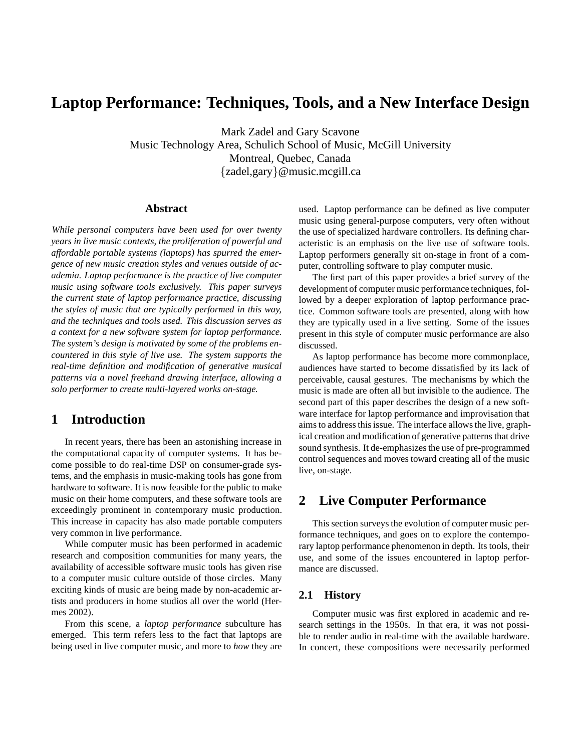# Laptop Performance: Techniques, Tools, and a New Interface Design

Mark Zadel and Gary Scavone
Music Technology Area, Schulich School of Music, McGill University
Montreal, Quebec, Canada
{zadel,gary}@music.mcgill.ca

## Abstract

*While personal computers have been used for over twenty years in live music contexts, the proliferation of powerful and affordable portable systems (laptops) has spurred the emergence of new music creation styles and venues outside of academia. Laptop performance is the practice of live computer music using software tools exclusively. This paper surveys the current state of laptop performance practice, discussing the styles of music that are typically performed in this way, and the techniques and tools used. This discussion serves as a context for a new software system for laptop performance. The system's design is motivated by some of the problems encountered in this style of live use. The system supports the real-time definition and modification of generative musical patterns via a novel freehand drawing interface, allowing a solo performer to create multi-layered works on-stage.*

## 1 Introduction

In recent years, there has been an astonishing increase in the computational capacity of computer systems. It has become possible to do real-time DSP on consumer-grade systems, and the emphasis in music-making tools has gone from hardware to software. It is now feasible for the public to make music on their home computers, and these software tools are exceedingly prominent in contemporary music production. This increase in capacity has also made portable computers very common in live performance.

While computer music has been performed in academic research and composition communities for many years, the availability of accessible software music tools has given rise to a computer music culture outside of those circles. Many exciting kinds of music are being made by non-academic artists and producers in home studios all over the world (Hermes 2002).

From this scene, a *laptop performance* subculture has emerged. This term refers less to the fact that laptops are being used in live computer music, and more to *how* they are used. Laptop performance can be defined as live computer music using general-purpose computers, very often without the use of specialized hardware controllers. Its defining characteristic is an emphasis on the live use of software tools. Laptop performers generally sit on-stage in front of a computer, controlling software to play computer music.

The first part of this paper provides a brief survey of the development of computer music performance techniques, followed by a deeper exploration of laptop performance practice. Common software tools are presented, along with how they are typically used in a live setting. Some of the issues present in this style of computer music performance are also discussed.

As laptop performance has become more commonplace, audiences have started to become dissatisfied by its lack of perceivable, causal gestures. The mechanisms by which the music is made are often all but invisible to the audience. The second part of this paper describes the design of a new software interface for laptop performance and improvisation that aims to address this issue. The interface allows the live, graphical creation and modification of generative patterns that drive sound synthesis. It de-emphasizes the use of pre-programmed control sequences and moves toward creating all of the music live, on-stage.

## 2 Live Computer Performance

This section surveys the evolution of computer music performance techniques, and goes on to explore the contemporary laptop performance phenomenon in depth. Its tools, their use, and some of the issues encountered in laptop performance are discussed.

### 2.1 History

Computer music was first explored in academic and research settings in the 1950s. In that era, it was not possible to render audio in real-time with the available hardware. In concert, these compositions were necessarily performed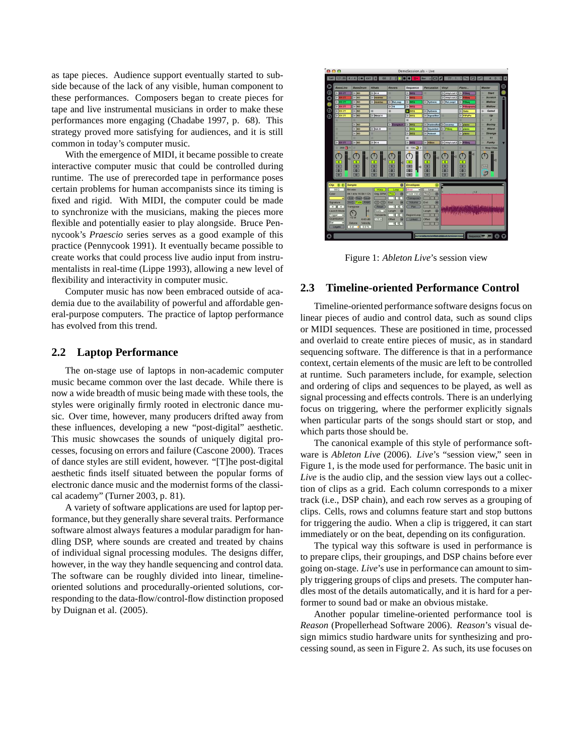as tape pieces. Audience support eventually started to subside because of the lack of any visible, human component to these performances. Composers began to create pieces for tape and live instrumental musicians in order to make these performances more engaging (Chadabe 1997, p. 68). This strategy proved more satisfying for audiences, and it is still common in today's computer music.

With the emergence of MIDI, it became possible to create interactive computer music that could be controlled during runtime. The use of prerecorded tape in performance poses certain problems for human accompanists since its timing is fixed and rigid. With MIDI, the computer could be made to synchronize with the musicians, making the pieces more flexible and potentially easier to play alongside. Bruce Pennycook's *Praescio* series serves as a good example of this practice (Pennycook 1991). It eventually became possible to create works that could process live audio input from instrumentalists in real-time (Lippe 1993), allowing a new level of flexibility and interactivity in computer music.

Computer music has now been embraced outside of academia due to the availability of powerful and affordable general-purpose computers. The practice of laptop performance has evolved from this trend.

## 2.2 Laptop Performance

The on-stage use of laptops in non-academic computer music became common over the last decade. While there is now a wide breadth of music being made with these tools, the styles were originally firmly rooted in electronic dance music. Over time, however, many producers drifted away from these influences, developing a new "post-digital" aesthetic. This music showcases the sounds of uniquely digital processes, focusing on errors and failure (Cascone 2000). Traces of dance styles are still evident, however. "[T]he post-digital aesthetic finds itself situated between the popular forms of electronic dance music and the modernist forms of the classical academy" (Turner 2003, p. 81).

A variety of software applications are used for laptop performance, but they generally share several traits. Performance software almost always features a modular paradigm for handling DSP, where sounds are created and treated by chains of individual signal processing modules. The designs differ, however, in the way they handle sequencing and control data. The software can be roughly divided into linear, timeline-oriented solutions and procedurally-oriented solutions, corresponding to the data-flow/control-flow distinction proposed by Duignan et al. (2005).

Figure 1: *Ableton Live*'s session view

## 2.3 Timeline-oriented Performance Control

Timeline-oriented performance software designs focus on linear pieces of audio and control data, such as sound clips or MIDI sequences. These are positioned in time, processed and overlaid to create entire pieces of music, as in standard sequencing software. The difference is that in a performance context, certain elements of the music are left to be controlled at runtime. Such parameters include, for example, selection and ordering of clips and sequences to be played, as well as signal processing and effects controls. There is an underlying focus on triggering, where the performer explicitly signals when particular parts of the songs should start or stop, and which parts those should be.

The canonical example of this style of performance software is *Ableton Live* (2006). *Live*'s "session view," seen in Figure 1, is the mode used for performance. The basic unit in *Live* is the audio clip, and the session view lays out a collection of clips as a grid. Each column corresponds to a mixer track (i.e., DSP chain), and each row serves as a grouping of clips. Cells, rows and columns feature start and stop buttons for triggering the audio. When a clip is triggered, it can start immediately or on the beat, depending on its configuration.

The typical way this software is used in performance is to prepare clips, their groupings, and DSP chains before ever going on-stage. *Live*'s use in performance can amount to simply triggering groups of clips and presets. The computer handles most of the details automatically, and it is hard for a performer to sound bad or make an obvious mistake.

Another popular timeline-oriented performance tool is *Reason* (Propellerhead Software 2006). *Reason*'s visual design mimics studio hardware units for synthesizing and processing sound, as seen in Figure 2. As such, its use focuses on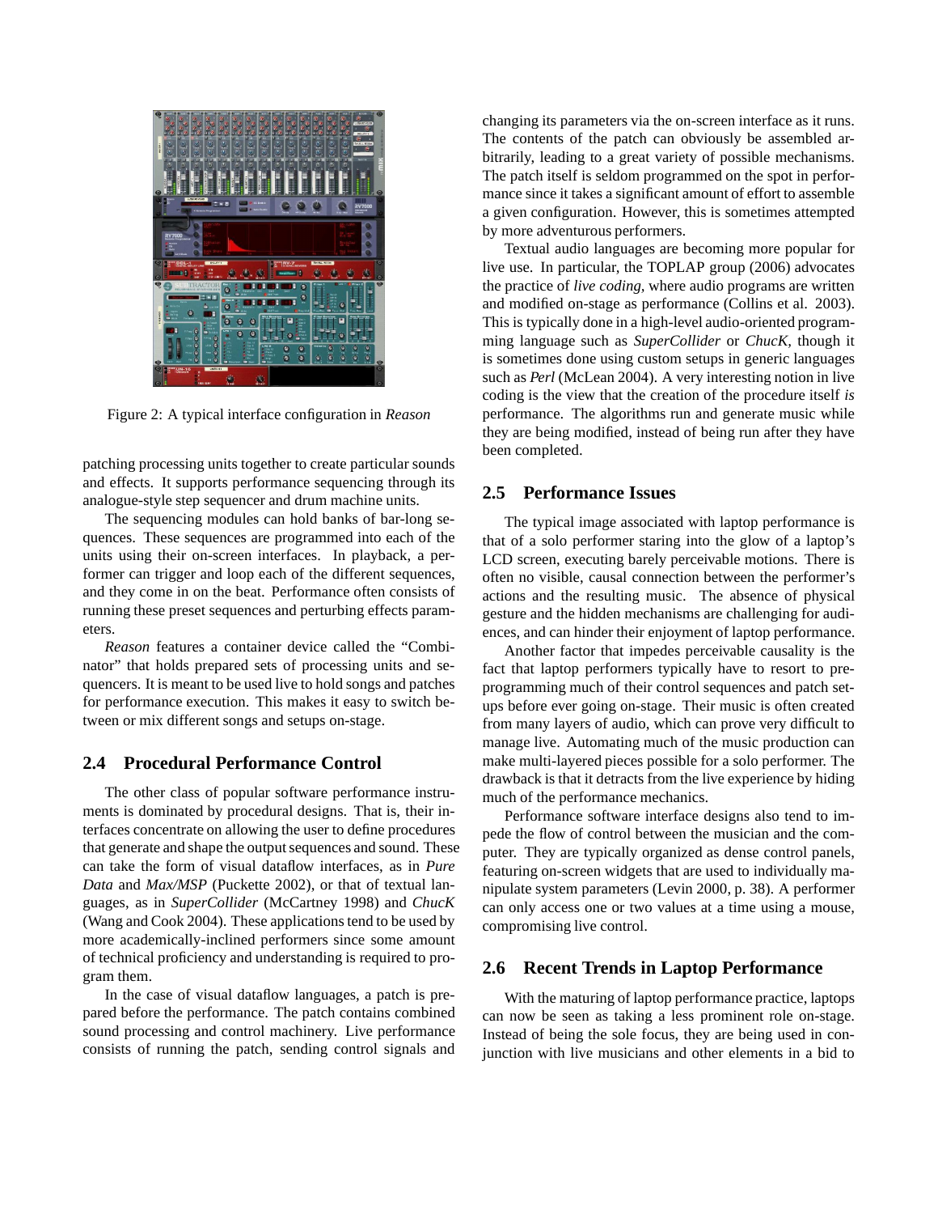Figure 2: A typical interface configuration in *Reason*

patching processing units together to create particular sounds and effects. It supports performance sequencing through its analogue-style step sequencer and drum machine units.

The sequencing modules can hold banks of bar-long sequences. These sequences are programmed into each of the units using their on-screen interfaces. In playback, a performer can trigger and loop each of the different sequences, and they come in on the beat. Performance often consists of running these preset sequences and perturbing effects parameters.

*Reason* features a container device called the "Combinator" that holds prepared sets of processing units and sequencers. It is meant to be used live to hold songs and patches for performance execution. This makes it easy to switch between or mix different songs and setups on-stage.

## 2.4 Procedural Performance Control

The other class of popular software performance instruments is dominated by procedural designs. That is, their interfaces concentrate on allowing the user to define procedures that generate and shape the output sequences and sound. These can take the form of visual dataflow interfaces, as in *Pure Data* and *Max/MSP* (Puckette 2002), or that of textual languages, as in *SuperCollider* (McCartney 1998) and *ChucK* (Wang and Cook 2004). These applications tend to be used by more academically-inclined performers since some amount of technical proficiency and understanding is required to program them.

In the case of visual dataflow languages, a patch is prepared before the performance. The patch contains combined sound processing and control machinery. Live performance consists of running the patch, sending control signals and changing its parameters via the on-screen interface as it runs. The contents of the patch can obviously be assembled arbitrarily, leading to a great variety of possible mechanisms. The patch itself is seldom programmed on the spot in performance since it takes a significant amount of effort to assemble a given configuration. However, this is sometimes attempted by more adventurous performers.

Textual audio languages are becoming more popular for live use. In particular, the TOPLAP group (2006) advocates the practice of *live coding*, where audio programs are written and modified on-stage as performance (Collins et al. 2003). This is typically done in a high-level audio-oriented programming language such as *SuperCollider* or *ChucK*, though it is sometimes done using custom setups in generic languages such as *Perl* (McLean 2004). A very interesting notion in live coding is the view that the creation of the procedure itself *is* performance. The algorithms run and generate music while they are being modified, instead of being run after they have been completed.

## 2.5 Performance Issues

The typical image associated with laptop performance is that of a solo performer staring into the glow of a laptop's LCD screen, executing barely perceivable motions. There is often no visible, causal connection between the performer's actions and the resulting music. The absence of physical gesture and the hidden mechanisms are challenging for audiences, and can hinder their enjoyment of laptop performance.

Another factor that impedes perceivable causality is the fact that laptop performers typically have to resort to preprogramming much of their control sequences and patch setups before ever going on-stage. Their music is often created from many layers of audio, which can prove very difficult to manage live. Automating much of the music production can make multi-layered pieces possible for a solo performer. The drawback is that it detracts from the live experience by hiding much of the performance mechanics.

Performance software interface designs also tend to impede the flow of control between the musician and the computer. They are typically organized as dense control panels, featuring on-screen widgets that are used to individually manipulate system parameters (Levin 2000, p. 38). A performer can only access one or two values at a time using a mouse, compromising live control.

## 2.6 Recent Trends in Laptop Performance

With the maturing of laptop performance practice, laptops can now be seen as taking a less prominent role on-stage. Instead of being the sole focus, they are being used in conjunction with live musicians and other elements in a bid to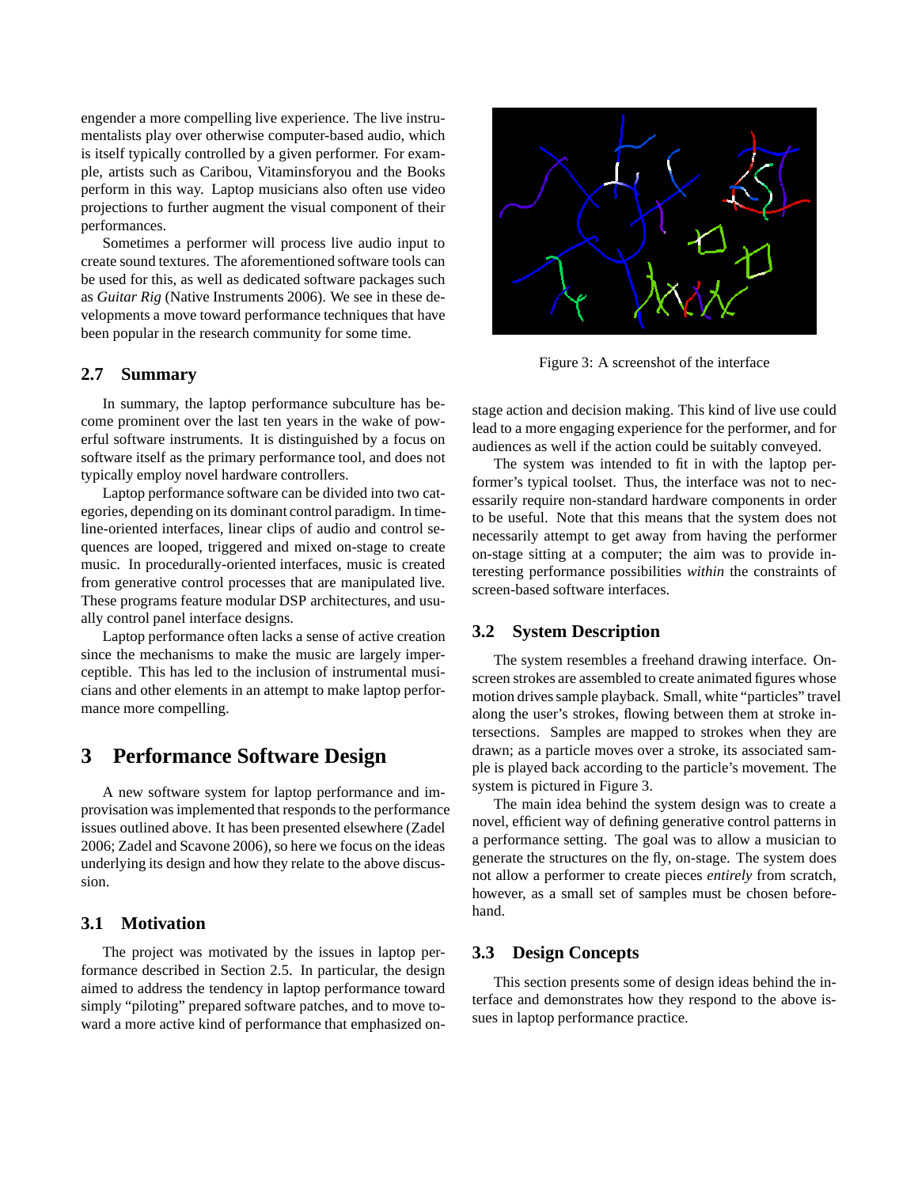engender a more compelling live experience. The live instrumentalists play over otherwise computer-based audio, which is itself typically controlled by a given performer. For example, artists such as Caribou, Vitaminsforyou and the Books perform in this way. Laptop musicians also often use video projections to further augment the visual component of their performances.

Sometimes a performer will process live audio input to create sound textures. The aforementioned software tools can be used for this, as well as dedicated software packages such as *Guitar Rig* (Native Instruments 2006). We see in these developments a move toward performance techniques that have been popular in the research community for some time.

### 2.7 Summary

In summary, the laptop performance subculture has become prominent over the last ten years in the wake of powerful software instruments. It is distinguished by a focus on software itself as the primary performance tool, and does not typically employ novel hardware controllers.

Laptop performance software can be divided into two categories, depending on its dominant control paradigm. In timeline-oriented interfaces, linear clips of audio and control sequences are looped, triggered and mixed on-stage to create music. In procedurally-oriented interfaces, music is created from generative control processes that are manipulated live. These programs feature modular DSP architectures, and usually control panel interface designs.

Laptop performance often lacks a sense of active creation since the mechanisms to make the music are largely imperceptible. This has led to the inclusion of instrumental musicians and other elements in an attempt to make laptop performance more compelling.

## 3 Performance Software Design

A new software system for laptop performance and improvisation was implemented that responds to the performance issues outlined above. It has been presented elsewhere (Zadel 2006; Zadel and Scavone 2006), so here we focus on the ideas underlying its design and how they relate to the above discussion.

### 3.1 Motivation

The project was motivated by the issues in laptop performance described in Section 2.5. In particular, the design aimed to address the tendency in laptop performance toward simply "piloting" prepared software patches, and to move toward a more active kind of performance that emphasized on-stage action and decision making. This kind of live use could lead to a more engaging experience for the performer, and for audiences as well if the action could be suitably conveyed.

Figure 3: A screenshot of the interface

The system was intended to fit in with the laptop performer's typical toolset. Thus, the interface was not to necessarily require non-standard hardware components in order to be useful. Note that this means that the system does not necessarily attempt to get away from having the performer on-stage sitting at a computer; the aim was to provide interesting performance possibilities *within* the constraints of screen-based software interfaces.

### 3.2 System Description

The system resembles a freehand drawing interface. On-screen strokes are assembled to create animated figures whose motion drives sample playback. Small, white "particles" travel along the user's strokes, flowing between them at stroke intersections. Samples are mapped to strokes when they are drawn; as a particle moves over a stroke, its associated sample is played back according to the particle's movement. The system is pictured in Figure 3.

The main idea behind the system design was to create a novel, efficient way of defining generative control patterns in a performance setting. The goal was to allow a musician to generate the structures on the fly, on-stage. The system does not allow a performer to create pieces *entirely* from scratch, however, as a small set of samples must be chosen beforehand.

### 3.3 Design Concepts

This section presents some of design ideas behind the interface and demonstrates how they respond to the above issues in laptop performance practice.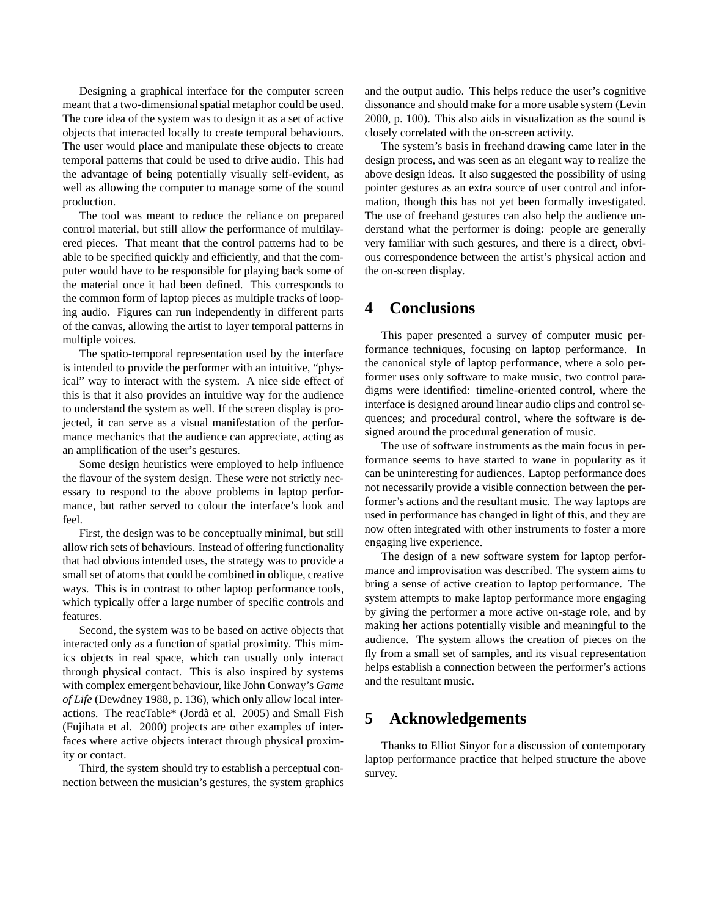Designing a graphical interface for the computer screen meant that a two-dimensional spatial metaphor could be used. The core idea of the system was to design it as a set of active objects that interacted locally to create temporal behaviours. The user would place and manipulate these objects to create temporal patterns that could be used to drive audio. This had the advantage of being potentially visually self-evident, as well as allowing the computer to manage some of the sound production.

The tool was meant to reduce the reliance on prepared control material, but still allow the performance of multilayered pieces. That meant that the control patterns had to be able to be specified quickly and efficiently, and that the computer would have to be responsible for playing back some of the material once it had been defined. This corresponds to the common form of laptop pieces as multiple tracks of looping audio. Figures can run independently in different parts of the canvas, allowing the artist to layer temporal patterns in multiple voices.

The spatio-temporal representation used by the interface is intended to provide the performer with an intuitive, "physical" way to interact with the system. A nice side effect of this is that it also provides an intuitive way for the audience to understand the system as well. If the screen display is projected, it can serve as a visual manifestation of the performance mechanics that the audience can appreciate, acting as an amplification of the user's gestures.

Some design heuristics were employed to help influence the flavour of the system design. These were not strictly necessary to respond to the above problems in laptop performance, but rather served to colour the interface's look and feel.

First, the design was to be conceptually minimal, but still allow rich sets of behaviours. Instead of offering functionality that had obvious intended uses, the strategy was to provide a small set of atoms that could be combined in oblique, creative ways. This is in contrast to other laptop performance tools, which typically offer a large number of specific controls and features.

Second, the system was to be based on active objects that interacted only as a function of spatial proximity. This mimics objects in real space, which can usually only interact through physical contact. This is also inspired by systems with complex emergent behaviour, like John Conway's *Game of Life* (Dewdney 1988, p. 136), which only allow local interactions. The reacTable* (Jordà et al. 2005) and Small Fish (Fujihata et al. 2000) projects are other examples of interfaces where active objects interact through physical proximity or contact.

Third, the system should try to establish a perceptual connection between the musician's gestures, the system graphics and the output audio. This helps reduce the user's cognitive dissonance and should make for a more usable system (Levin 2000, p. 100). This also aids in visualization as the sound is closely correlated with the on-screen activity.

The system's basis in freehand drawing came later in the design process, and was seen as an elegant way to realize the above design ideas. It also suggested the possibility of using pointer gestures as an extra source of user control and information, though this has not yet been formally investigated. The use of freehand gestures can also help the audience understand what the performer is doing: people are generally very familiar with such gestures, and there is a direct, obvious correspondence between the artist's physical action and the on-screen display.

# 4 Conclusions

This paper presented a survey of computer music performance techniques, focusing on laptop performance. In the canonical style of laptop performance, where a solo performer uses only software to make music, two control paradigms were identified: timeline-oriented control, where the interface is designed around linear audio clips and control sequences; and procedural control, where the software is designed around the procedural generation of music.

The use of software instruments as the main focus in performance seems to have started to wane in popularity as it can be uninteresting for audiences. Laptop performance does not necessarily provide a visible connection between the performer's actions and the resultant music. The way laptops are used in performance has changed in light of this, and they are now often integrated with other instruments to foster a more engaging live experience.

The design of a new software system for laptop performance and improvisation was described. The system aims to bring a sense of active creation to laptop performance. The system attempts to make laptop performance more engaging by giving the performer a more active on-stage role, and by making her actions potentially visible and meaningful to the audience. The system allows the creation of pieces on the fly from a small set of samples, and its visual representation helps establish a connection between the performer's actions and the resultant music.

# 5 Acknowledgements

Thanks to Elliot Sinyor for a discussion of contemporary laptop performance practice that helped structure the above survey.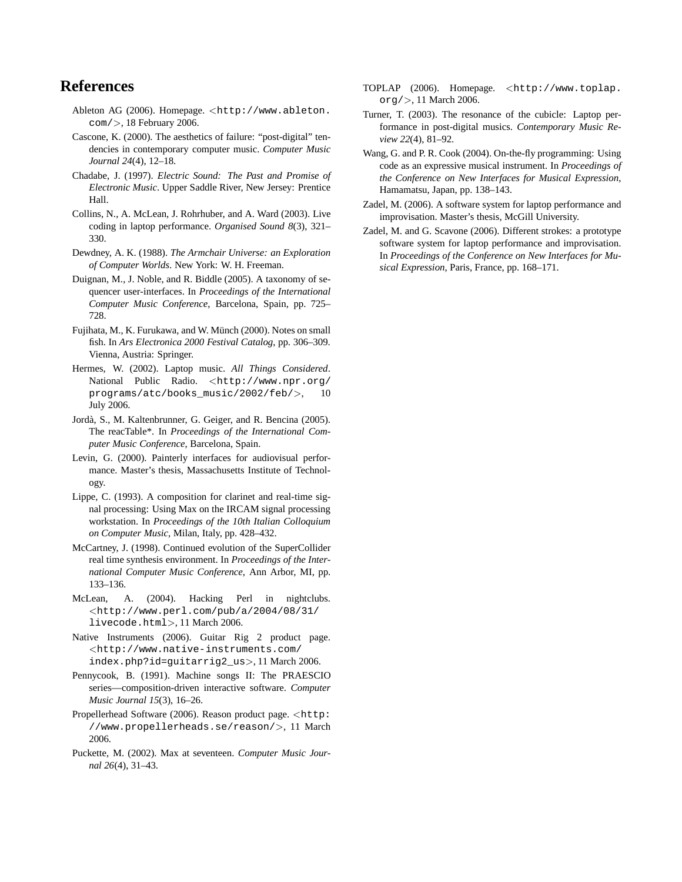# References

Ableton AG (2006). Homepage. <http://www.ableton.com/>, 18 February 2006.

Cascone, K. (2000). The aesthetics of failure: "post-digital" tendencies in contemporary computer music. *Computer Music Journal 24*(4), 12–18.

Chadabe, J. (1997). *Electric Sound: The Past and Promise of Electronic Music*. Upper Saddle River, New Jersey: Prentice Hall.

Collins, N., A. McLean, J. Rohrhuber, and A. Ward (2003). Live coding in laptop performance. *Organised Sound 8*(3), 321–330.

Dewdney, A. K. (1988). *The Armchair Universe: an Exploration of Computer Worlds*. New York: W. H. Freeman.

Duignan, M., J. Noble, and R. Biddle (2005). A taxonomy of sequencer user-interfaces. In *Proceedings of the International Computer Music Conference*, Barcelona, Spain, pp. 725–728.

Fujihata, M., K. Furukawa, and W. Münch (2000). Notes on small fish. In *Ars Electronica 2000 Festival Catalog*, pp. 306–309. Vienna, Austria: Springer.

Hermes, W. (2002). Laptop music. *All Things Considered*. National Public Radio. <http://www.npr.org/programs/atc/books_music/2002/feb/>, 10 July 2006.

Jordà, S., M. Kaltenbrunner, G. Geiger, and R. Bencina (2005). The reacTable*. In *Proceedings of the International Computer Music Conference*, Barcelona, Spain.

Levin, G. (2000). Painterly interfaces for audiovisual performance. Master's thesis, Massachusetts Institute of Technology.

Lippe, C. (1993). A composition for clarinet and real-time signal processing: Using Max on the IRCAM signal processing workstation. In *Proceedings of the 10th Italian Colloquium on Computer Music*, Milan, Italy, pp. 428–432.

McCartney, J. (1998). Continued evolution of the SuperCollider real time synthesis environment. In *Proceedings of the International Computer Music Conference*, Ann Arbor, MI, pp. 133–136.

McLean, A. (2004). Hacking Perl in nightclubs. <http://www.perl.com/pub/a/2004/08/31/livecode.html>, 11 March 2006.

Native Instruments (2006). Guitar Rig 2 product page. <http://www.native-instruments.com/index.php?id=guitarrig2_us>, 11 March 2006.

Pennycook, B. (1991). Machine songs II: The PRAESCIO series—composition-driven interactive software. *Computer Music Journal 15*(3), 16–26.

Propellerhead Software (2006). Reason product page. <http://www.propellerheads.se/reason/>, 11 March 2006.

Puckette, M. (2002). Max at seventeen. *Computer Music Journal 26*(4), 31–43.

TOPLAP (2006). Homepage. <http://www.toplap.org/>, 11 March 2006.

Turner, T. (2003). The resonance of the cubicle: Laptop performance in post-digital musics. *Contemporary Music Review 22*(4), 81–92.

Wang, G. and P. R. Cook (2004). On-the-fly programming: Using code as an expressive musical instrument. In *Proceedings of the Conference on New Interfaces for Musical Expression*, Hamamatsu, Japan, pp. 138–143.

Zadel, M. (2006). A software system for laptop performance and improvisation. Master's thesis, McGill University.

Zadel, M. and G. Scavone (2006). Different strokes: a prototype software system for laptop performance and improvisation. In *Proceedings of the Conference on New Interfaces for Musical Expression*, Paris, France, pp. 168–171.